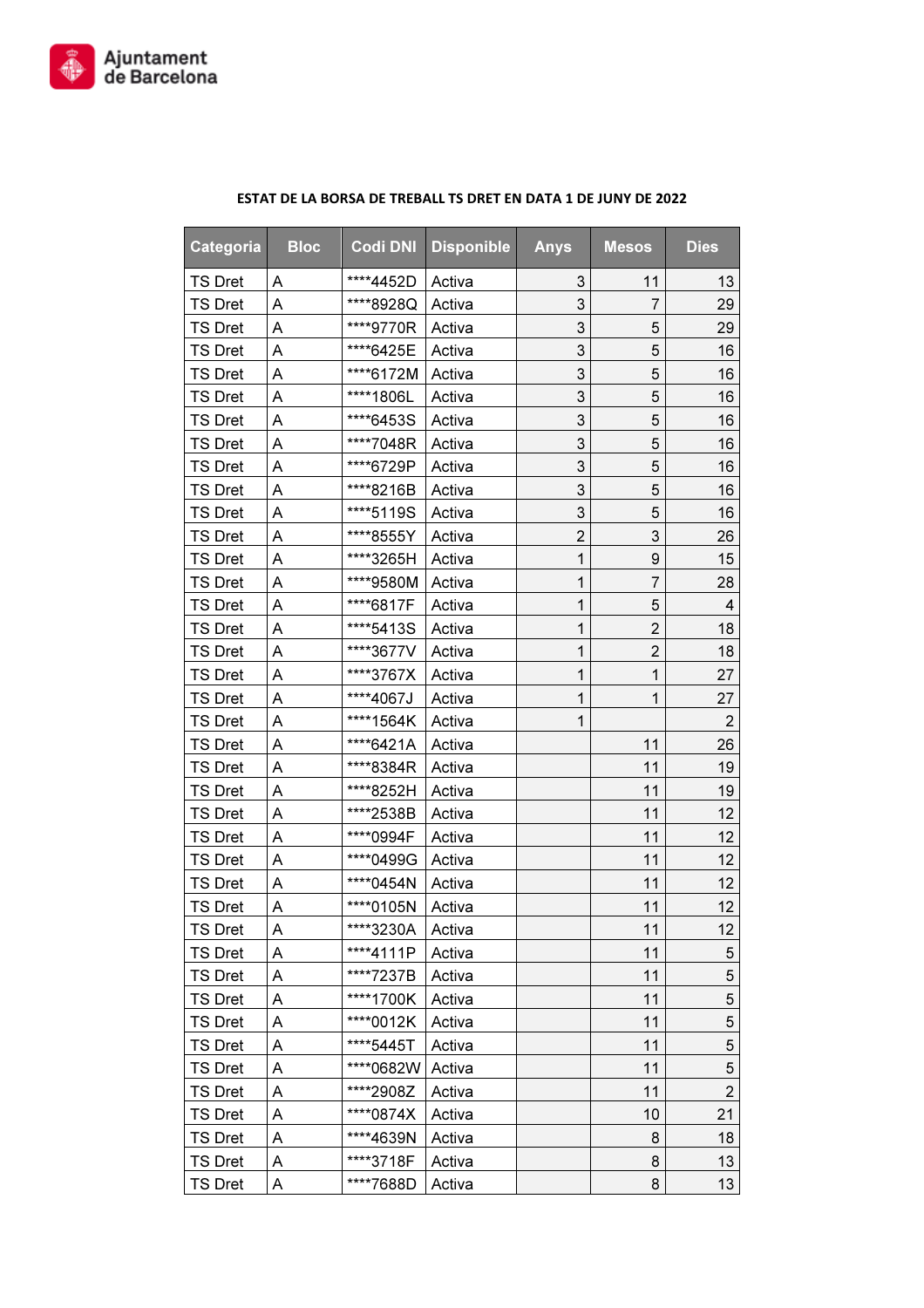**ESTAT DE LA BORSA DE TREBALL TS DRET EN DATA 1 DE JUNY DE 2022**

| Categoria | Bloc | Codi DNI | Disponible | Anys | Mesos | Dies |
|---|---|---|---|---|---|---|
| TS Dret | A | ****4452D | Activa | 3 | 11 | 13 |
| TS Dret | A | ****8928Q | Activa | 3 | 7 | 29 |
| TS Dret | A | ****9770R | Activa | 3 | 5 | 29 |
| TS Dret | A | ****6425E | Activa | 3 | 5 | 16 |
| TS Dret | A | ****6172M | Activa | 3 | 5 | 16 |
| TS Dret | A | ****1806L | Activa | 3 | 5 | 16 |
| TS Dret | A | ****6453S | Activa | 3 | 5 | 16 |
| TS Dret | A | ****7048R | Activa | 3 | 5 | 16 |
| TS Dret | A | ****6729P | Activa | 3 | 5 | 16 |
| TS Dret | A | ****8216B | Activa | 3 | 5 | 16 |
| TS Dret | A | ****5119S | Activa | 3 | 5 | 16 |
| TS Dret | A | ****8555Y | Activa | 2 | 3 | 26 |
| TS Dret | A | ****3265H | Activa | 1 | 9 | 15 |
| TS Dret | A | ****9580M | Activa | 1 | 7 | 28 |
| TS Dret | A | ****6817F | Activa | 1 | 5 | 4 |
| TS Dret | A | ****5413S | Activa | 1 | 2 | 18 |
| TS Dret | A | ****3677V | Activa | 1 | 2 | 18 |
| TS Dret | A | ****3767X | Activa | 1 | 1 | 27 |
| TS Dret | A | ****4067J | Activa | 1 | 1 | 27 |
| TS Dret | A | ****1564K | Activa | 1 | | 2 |
| TS Dret | A | ****6421A | Activa | | 11 | 26 |
| TS Dret | A | ****8384R | Activa | | 11 | 19 |
| TS Dret | A | ****8252H | Activa | | 11 | 19 |
| TS Dret | A | ****2538B | Activa | | 11 | 12 |
| TS Dret | A | ****0994F | Activa | | 11 | 12 |
| TS Dret | A | ****0499G | Activa | | 11 | 12 |
| TS Dret | A | ****0454N | Activa | | 11 | 12 |
| TS Dret | A | ****0105N | Activa | | 11 | 12 |
| TS Dret | A | ****3230A | Activa | | 11 | 12 |
| TS Dret | A | ****4111P | Activa | | 11 | 5 |
| TS Dret | A | ****7237B | Activa | | 11 | 5 |
| TS Dret | A | ****1700K | Activa | | 11 | 5 |
| TS Dret | A | ****0012K | Activa | | 11 | 5 |
| TS Dret | A | ****5445T | Activa | | 11 | 5 |
| TS Dret | A | ****0682W | Activa | | 11 | 5 |
| TS Dret | A | ****2908Z | Activa | | 11 | 2 |
| TS Dret | A | ****0874X | Activa | | 10 | 21 |
| TS Dret | A | ****4639N | Activa | | 8 | 18 |
| TS Dret | A | ****3718F | Activa | | 8 | 13 |
| TS Dret | A | ****7688D | Activa | | 8 | 13 |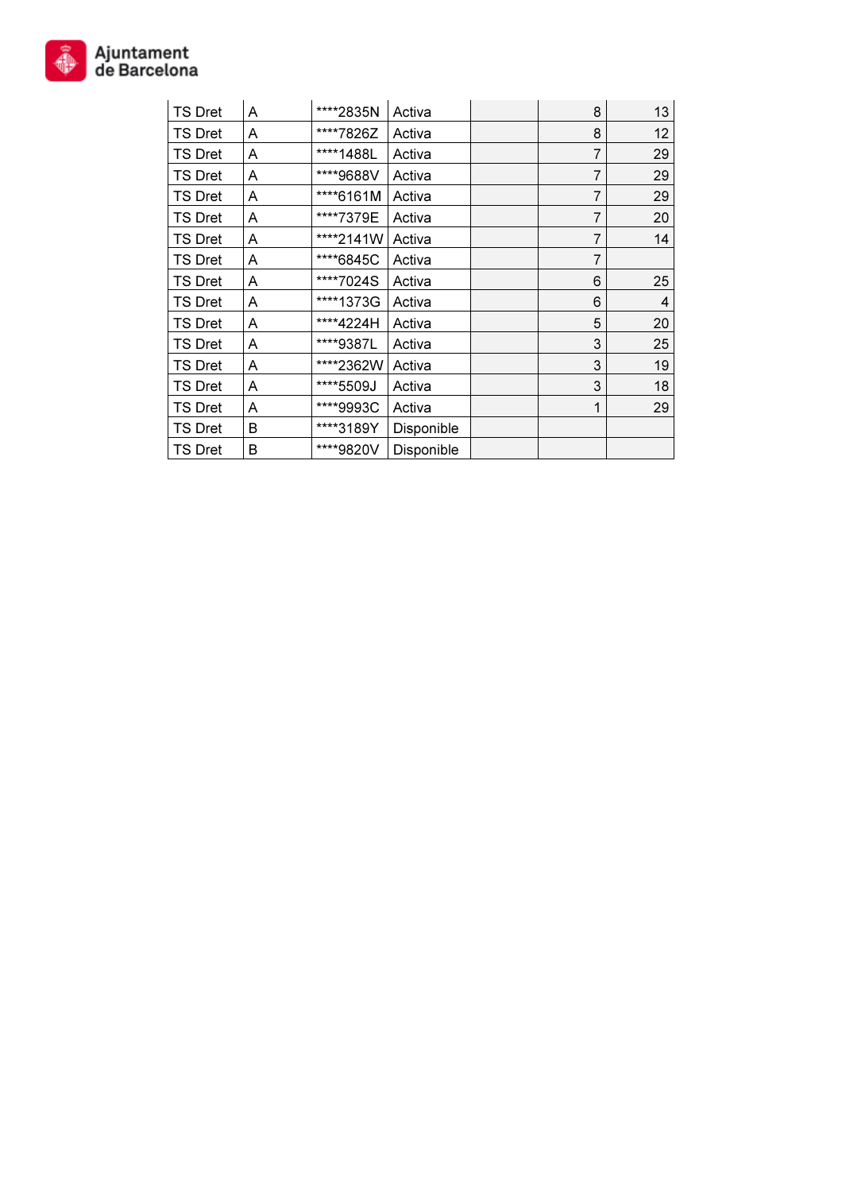| | | | | | | |
|---|---|---|---|---|---|---|
| TS Dret | A | ****2835N | Activa | | 8 | 13 |
| TS Dret | A | ****7826Z | Activa | | 8 | 12 |
| TS Dret | A | ****1488L | Activa | | 7 | 29 |
| TS Dret | A | ****9688V | Activa | | 7 | 29 |
| TS Dret | A | ****6161M | Activa | | 7 | 29 |
| TS Dret | A | ****7379E | Activa | | 7 | 20 |
| TS Dret | A | ****2141W | Activa | | 7 | 14 |
| TS Dret | A | ****6845C | Activa | | 7 | |
| TS Dret | A | ****7024S | Activa | | 6 | 25 |
| TS Dret | A | ****1373G | Activa | | 6 | 4 |
| TS Dret | A | ****4224H | Activa | | 5 | 20 |
| TS Dret | A | ****9387L | Activa | | 3 | 25 |
| TS Dret | A | ****2362W | Activa | | 3 | 19 |
| TS Dret | A | ****5509J | Activa | | 3 | 18 |
| TS Dret | A | ****9993C | Activa | | 1 | 29 |
| TS Dret | B | ****3189Y | Disponible | | | |
| TS Dret | B | ****9820V | Disponible | | | |